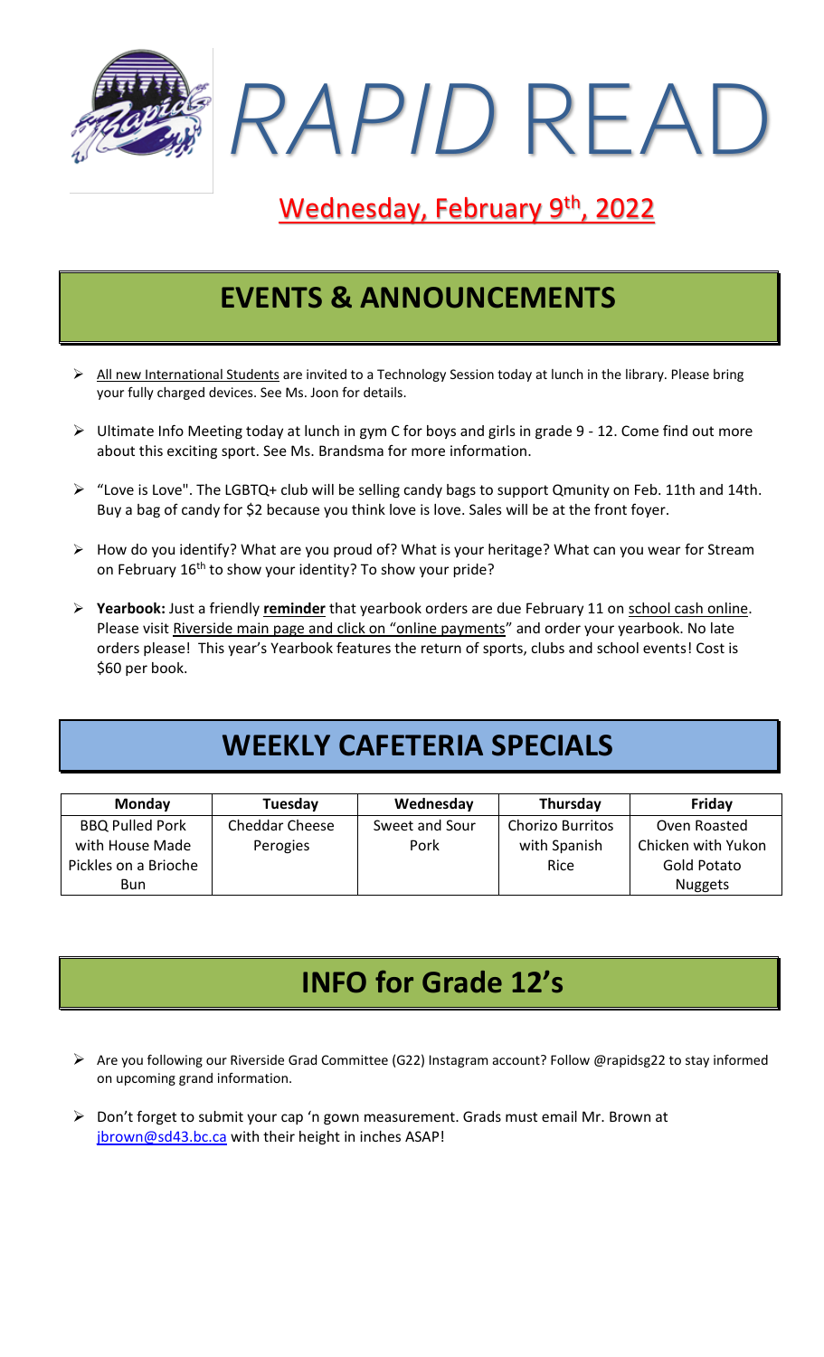# *RAPID* READ

## Wednesday, February 9th, 2022

## EVENTS & ANNOUNCEMENTS

- All new International Students are invited to a Technology Session today at lunch in the library. Please bring your fully charged devices. See Ms. Joon for details.
- Ultimate Info Meeting today at lunch in gym C for boys and girls in grade 9 - 12. Come find out more about this exciting sport. See Ms. Brandsma for more information.
- "Love is Love". The LGBTQ+ club will be selling candy bags to support Qmunity on Feb. 11th and 14th. Buy a bag of candy for $2 because you think love is love. Sales will be at the front foyer.
- How do you identify? What are you proud of? What is your heritage? What can you wear for Stream on February 16th to show your identity? To show your pride?
- **Yearbook:** Just a friendly **reminder** that yearbook orders are due February 11 on school cash online. Please visit Riverside main page and click on "online payments" and order your yearbook. No late orders please! This year's Yearbook features the return of sports, clubs and school events! Cost is $60 per book.

## WEEKLY CAFETERIA SPECIALS

| Monday | Tuesday | Wednesday | Thursday | Friday |
|---|---|---|---|---|
| BBQ Pulled Pork with House Made Pickles on a Brioche Bun | Cheddar Cheese Perogies | Sweet and Sour Pork | Chorizo Burritos with Spanish Rice | Oven Roasted Chicken with Yukon Gold Potato Nuggets |

## INFO for Grade 12's

- Are you following our Riverside Grad Committee (G22) Instagram account? Follow @rapidsg22 to stay informed on upcoming grand information.
- Don't forget to submit your cap 'n gown measurement. Grads must email Mr. Brown at jbrown@sd43.bc.ca with their height in inches ASAP!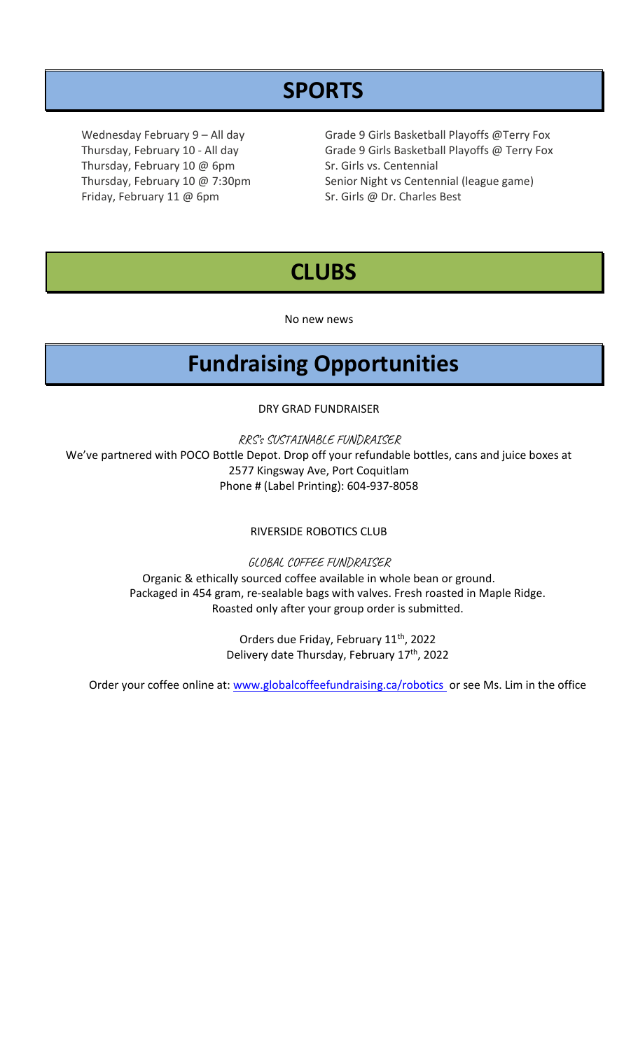# SPORTS

| | |
|---|---|
| Wednesday February 9 – All day | Grade 9 Girls Basketball Playoffs @Terry Fox |
| Thursday, February 10 - All day | Grade 9 Girls Basketball Playoffs @ Terry Fox |
| Thursday, February 10 @ 6pm | Sr. Girls vs. Centennial |
| Thursday, February 10 @ 7:30pm | Senior Night vs Centennial (league game) |
| Friday, February 11 @ 6pm | Sr. Girls @ Dr. Charles Best |

# CLUBS

No new news

# Fundraising Opportunities

DRY GRAD FUNDRAISER

*RRS's SUSTAINABLE FUNDRAISER*

We've partnered with POCO Bottle Depot. Drop off your refundable bottles, cans and juice boxes at 2577 Kingsway Ave, Port Coquitlam
Phone # (Label Printing): 604-937-8058

RIVERSIDE ROBOTICS CLUB

*GLOBAL COFFEE FUNDRAISER*

Organic & ethically sourced coffee available in whole bean or ground.
Packaged in 454 gram, re-sealable bags with valves. Fresh roasted in Maple Ridge.
Roasted only after your group order is submitted.

Orders due Friday, February 11th, 2022
Delivery date Thursday, February 17th, 2022

Order your coffee online at: www.globalcoffeefundraising.ca/robotics or see Ms. Lim in the office